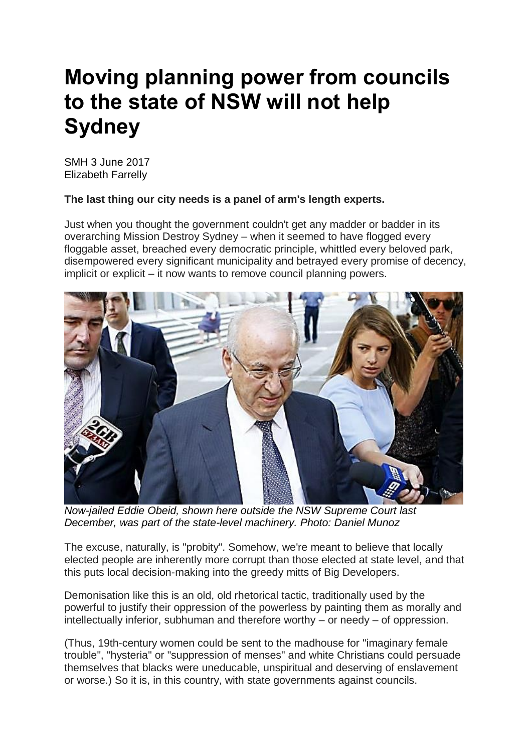# Moving planning power from councils to the state of NSW will not help Sydney

SMH 3 June 2017
Elizabeth Farrelly

**The last thing our city needs is a panel of arm's length experts.**

Just when you thought the government couldn't get any madder or badder in its overarching Mission Destroy Sydney – when it seemed to have flogged every floggable asset, breached every democratic principle, whittled every beloved park, disempowered every significant municipality and betrayed every promise of decency, implicit or explicit – it now wants to remove council planning powers.

*Now-jailed Eddie Obeid, shown here outside the NSW Supreme Court last December, was part of the state-level machinery. Photo: Daniel Munoz*

The excuse, naturally, is "probity". Somehow, we're meant to believe that locally elected people are inherently more corrupt than those elected at state level, and that this puts local decision-making into the greedy mitts of Big Developers.

Demonisation like this is an old, old rhetorical tactic, traditionally used by the powerful to justify their oppression of the powerless by painting them as morally and intellectually inferior, subhuman and therefore worthy – or needy – of oppression.

(Thus, 19th-century women could be sent to the madhouse for "imaginary female trouble", "hysteria" or "suppression of menses" and white Christians could persuade themselves that blacks were uneducable, unspiritual and deserving of enslavement or worse.) So it is, in this country, with state governments against councils.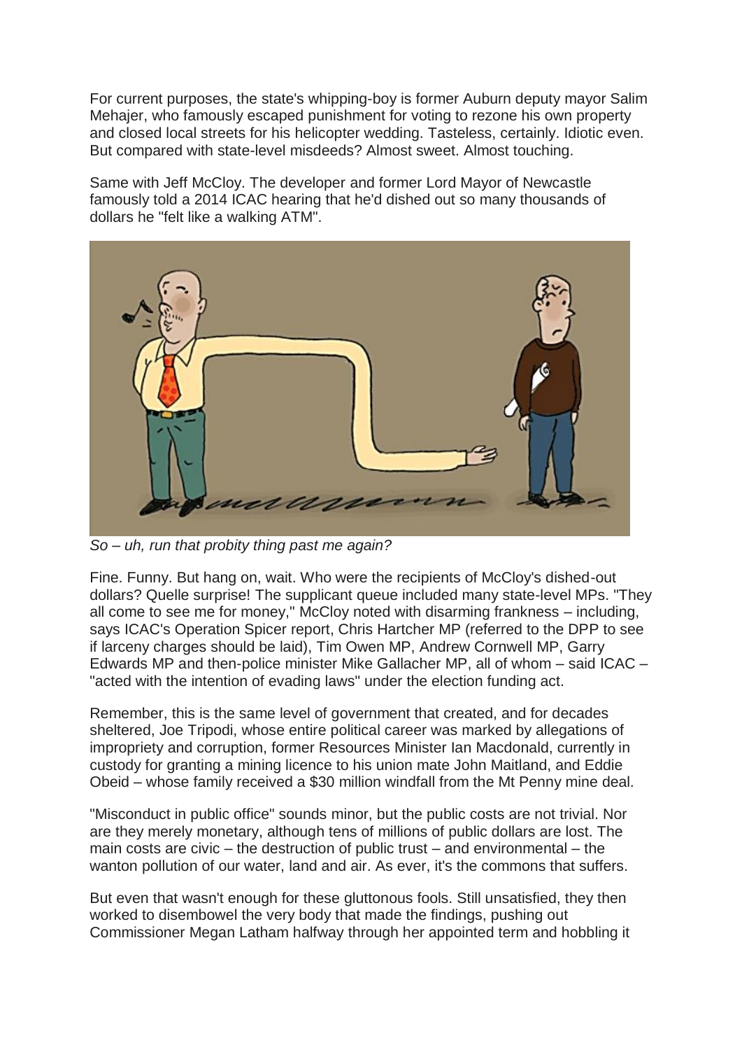For current purposes, the state's whipping-boy is former Auburn deputy mayor Salim Mehajer, who famously escaped punishment for voting to rezone his own property and closed local streets for his helicopter wedding. Tasteless, certainly. Idiotic even. But compared with state-level misdeeds? Almost sweet. Almost touching.

Same with Jeff McCloy. The developer and former Lord Mayor of Newcastle famously told a 2014 ICAC hearing that he'd dished out so many thousands of dollars he "felt like a walking ATM".

*So – uh, run that probity thing past me again?*

Fine. Funny. But hang on, wait. Who were the recipients of McCloy's dished-out dollars? Quelle surprise! The supplicant queue included many state-level MPs. "They all come to see me for money," McCloy noted with disarming frankness – including, says ICAC's Operation Spicer report, Chris Hartcher MP (referred to the DPP to see if larceny charges should be laid), Tim Owen MP, Andrew Cornwell MP, Garry Edwards MP and then-police minister Mike Gallacher MP, all of whom – said ICAC – "acted with the intention of evading laws" under the election funding act.

Remember, this is the same level of government that created, and for decades sheltered, Joe Tripodi, whose entire political career was marked by allegations of impropriety and corruption, former Resources Minister Ian Macdonald, currently in custody for granting a mining licence to his union mate John Maitland, and Eddie Obeid – whose family received a $30 million windfall from the Mt Penny mine deal.

"Misconduct in public office" sounds minor, but the public costs are not trivial. Nor are they merely monetary, although tens of millions of public dollars are lost. The main costs are civic – the destruction of public trust – and environmental – the wanton pollution of our water, land and air. As ever, it's the commons that suffers.

But even that wasn't enough for these gluttonous fools. Still unsatisfied, they then worked to disembowel the very body that made the findings, pushing out Commissioner Megan Latham halfway through her appointed term and hobbling it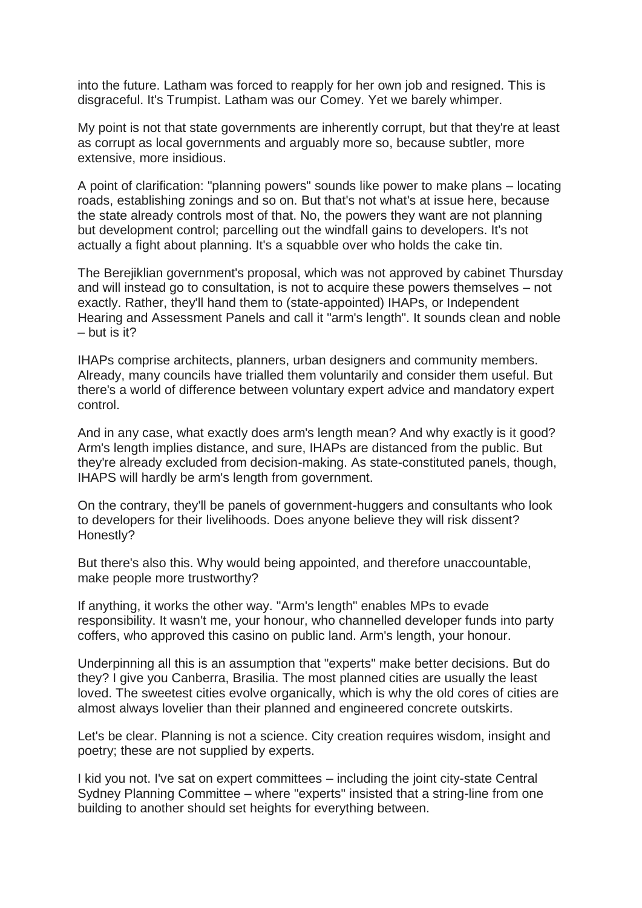into the future. Latham was forced to reapply for her own job and resigned. This is disgraceful. It's Trumpist. Latham was our Comey. Yet we barely whimper.

My point is not that state governments are inherently corrupt, but that they're at least as corrupt as local governments and arguably more so, because subtler, more extensive, more insidious.

A point of clarification: "planning powers" sounds like power to make plans – locating roads, establishing zonings and so on. But that's not what's at issue here, because the state already controls most of that. No, the powers they want are not planning but development control; parcelling out the windfall gains to developers. It's not actually a fight about planning. It's a squabble over who holds the cake tin.

The Berejiklian government's proposal, which was not approved by cabinet Thursday and will instead go to consultation, is not to acquire these powers themselves – not exactly. Rather, they'll hand them to (state-appointed) IHAPs, or Independent Hearing and Assessment Panels and call it "arm's length". It sounds clean and noble – but is it?

IHAPs comprise architects, planners, urban designers and community members. Already, many councils have trialled them voluntarily and consider them useful. But there's a world of difference between voluntary expert advice and mandatory expert control.

And in any case, what exactly does arm's length mean? And why exactly is it good? Arm's length implies distance, and sure, IHAPs are distanced from the public. But they're already excluded from decision-making. As state-constituted panels, though, IHAPS will hardly be arm's length from government.

On the contrary, they'll be panels of government-huggers and consultants who look to developers for their livelihoods. Does anyone believe they will risk dissent? Honestly?

But there's also this. Why would being appointed, and therefore unaccountable, make people more trustworthy?

If anything, it works the other way. "Arm's length" enables MPs to evade responsibility. It wasn't me, your honour, who channelled developer funds into party coffers, who approved this casino on public land. Arm's length, your honour.

Underpinning all this is an assumption that "experts" make better decisions. But do they? I give you Canberra, Brasilia. The most planned cities are usually the least loved. The sweetest cities evolve organically, which is why the old cores of cities are almost always lovelier than their planned and engineered concrete outskirts.

Let's be clear. Planning is not a science. City creation requires wisdom, insight and poetry; these are not supplied by experts.

I kid you not. I've sat on expert committees – including the joint city-state Central Sydney Planning Committee – where "experts" insisted that a string-line from one building to another should set heights for everything between.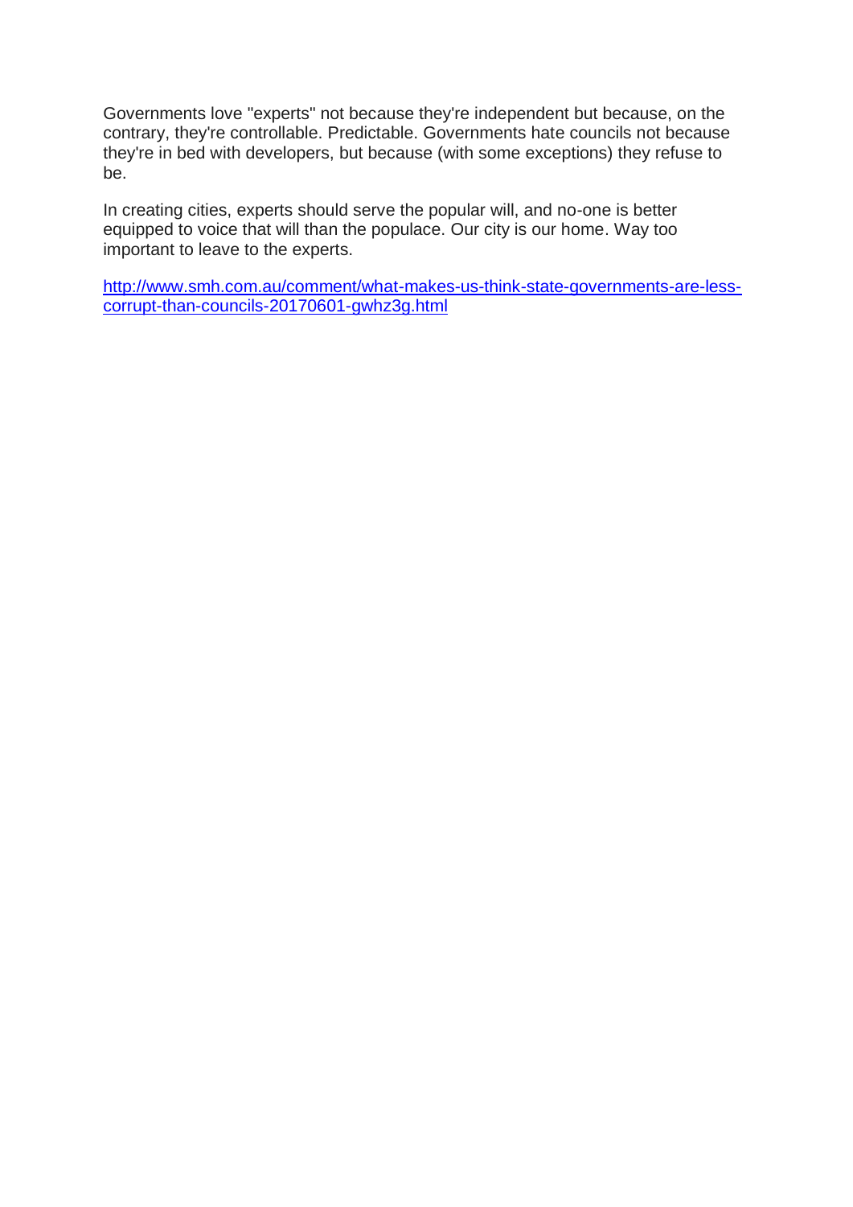Governments love "experts" not because they're independent but because, on the contrary, they're controllable. Predictable. Governments hate councils not because they're in bed with developers, but because (with some exceptions) they refuse to be.

In creating cities, experts should serve the popular will, and no-one is better equipped to voice that will than the populace. Our city is our home. Way too important to leave to the experts.

[http://www.smh.com.au/comment/what-makes-us-think-state-governments-are-less-corrupt-than-councils-20170601-gwhz3g.html](http://www.smh.com.au/comment/what-makes-us-think-state-governments-are-less-corrupt-than-councils-20170601-gwhz3g.html)